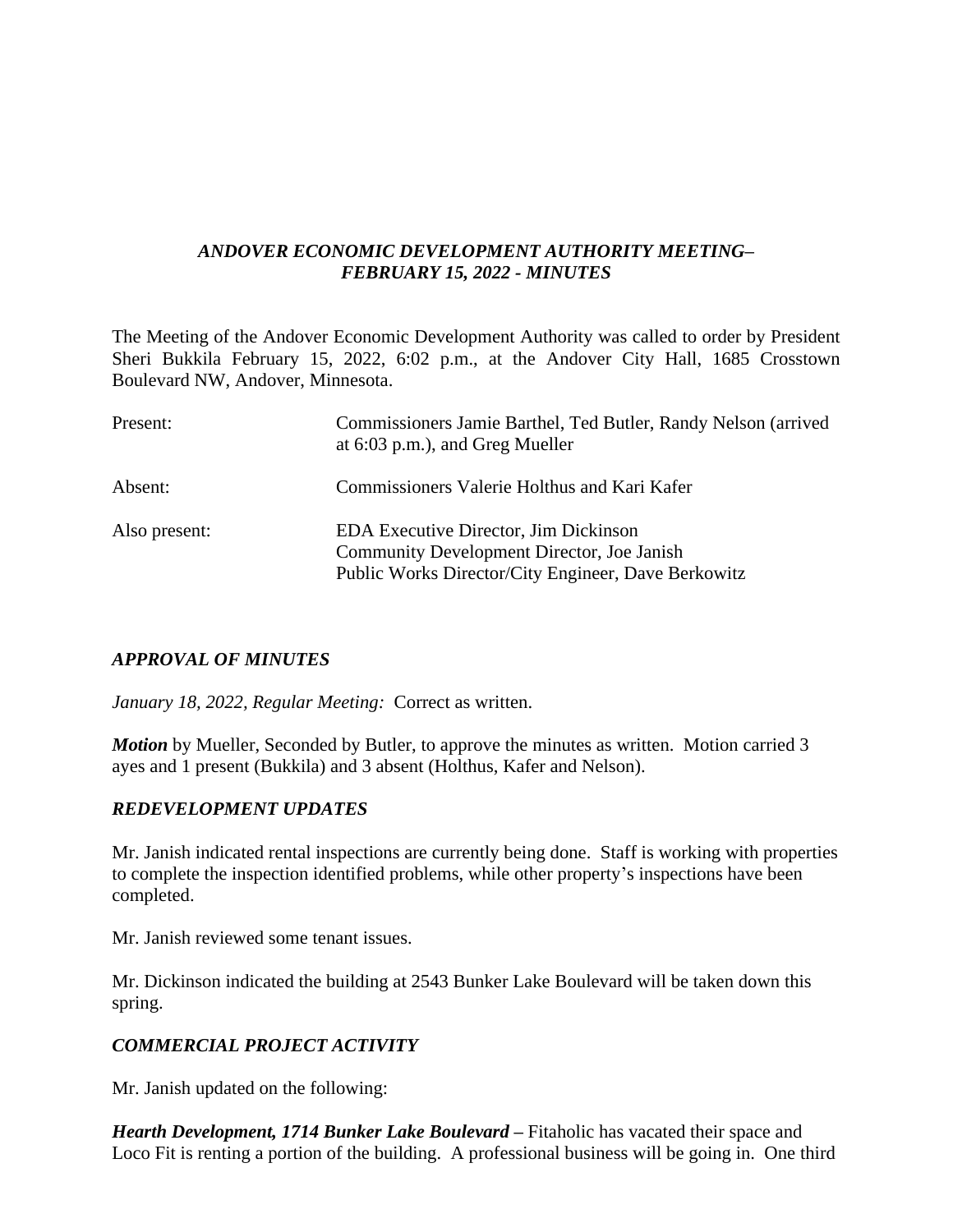***ANDOVER ECONOMIC DEVELOPMENT AUTHORITY MEETING– FEBRUARY 15, 2022 - MINUTES***

The Meeting of the Andover Economic Development Authority was called to order by President Sheri Bukkila February 15, 2022, 6:02 p.m., at the Andover City Hall, 1685 Crosstown Boulevard NW, Andover, Minnesota.

| | |
|---|---|
| Present: | Commissioners Jamie Barthel, Ted Butler, Randy Nelson (arrived at 6:03 p.m.), and Greg Mueller |
| Absent: | Commissioners Valerie Holthus and Kari Kafer |
| Also present: | EDA Executive Director, Jim Dickinson<br>Community Development Director, Joe Janish<br>Public Works Director/City Engineer, Dave Berkowitz |

### *APPROVAL OF MINUTES*

*January 18, 2022, Regular Meeting:* Correct as written.

***Motion*** by Mueller, Seconded by Butler, to approve the minutes as written. Motion carried 3 ayes and 1 present (Bukkila) and 3 absent (Holthus, Kafer and Nelson).

### *REDEVELOPMENT UPDATES*

Mr. Janish indicated rental inspections are currently being done. Staff is working with properties to complete the inspection identified problems, while other property's inspections have been completed.

Mr. Janish reviewed some tenant issues.

Mr. Dickinson indicated the building at 2543 Bunker Lake Boulevard will be taken down this spring.

### *COMMERCIAL PROJECT ACTIVITY*

Mr. Janish updated on the following:

***Hearth Development, 1714 Bunker Lake Boulevard –*** Fitaholic has vacated their space and Loco Fit is renting a portion of the building. A professional business will be going in. One third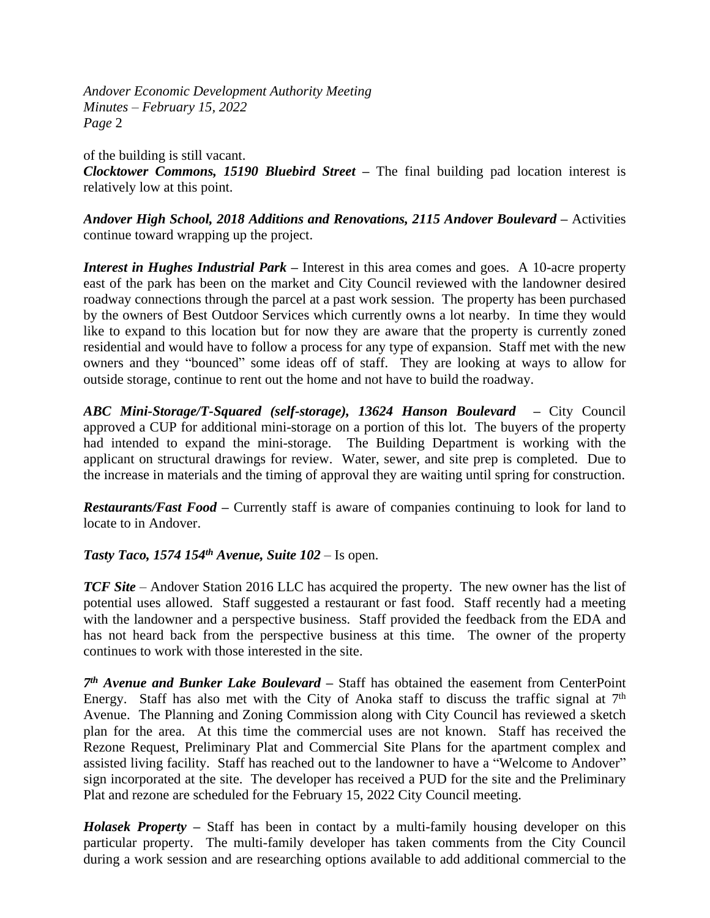of the building is still vacant.
***Clocktower Commons, 15190 Bluebird Street*** – The final building pad location interest is relatively low at this point.

***Andover High School, 2018 Additions and Renovations, 2115 Andover Boulevard*** – Activities continue toward wrapping up the project.

***Interest in Hughes Industrial Park*** – Interest in this area comes and goes. A 10-acre property east of the park has been on the market and City Council reviewed with the landowner desired roadway connections through the parcel at a past work session. The property has been purchased by the owners of Best Outdoor Services which currently owns a lot nearby. In time they would like to expand to this location but for now they are aware that the property is currently zoned residential and would have to follow a process for any type of expansion. Staff met with the new owners and they "bounced" some ideas off of staff. They are looking at ways to allow for outside storage, continue to rent out the home and not have to build the roadway.

***ABC Mini-Storage/T-Squared (self-storage), 13624 Hanson Boulevard*** – City Council approved a CUP for additional mini-storage on a portion of this lot. The buyers of the property had intended to expand the mini-storage. The Building Department is working with the applicant on structural drawings for review. Water, sewer, and site prep is completed. Due to the increase in materials and the timing of approval they are waiting until spring for construction.

***Restaurants/Fast Food*** – Currently staff is aware of companies continuing to look for land to locate to in Andover.

***Tasty Taco, 1574 154th Avenue, Suite 102*** – Is open.

***TCF Site*** – Andover Station 2016 LLC has acquired the property. The new owner has the list of potential uses allowed. Staff suggested a restaurant or fast food. Staff recently had a meeting with the landowner and a perspective business. Staff provided the feedback from the EDA and has not heard back from the perspective business at this time. The owner of the property continues to work with those interested in the site.

***7th Avenue and Bunker Lake Boulevard*** – Staff has obtained the easement from CenterPoint Energy. Staff has also met with the City of Anoka staff to discuss the traffic signal at 7th Avenue. The Planning and Zoning Commission along with City Council has reviewed a sketch plan for the area. At this time the commercial uses are not known. Staff has received the Rezone Request, Preliminary Plat and Commercial Site Plans for the apartment complex and assisted living facility. Staff has reached out to the landowner to have a "Welcome to Andover" sign incorporated at the site. The developer has received a PUD for the site and the Preliminary Plat and rezone are scheduled for the February 15, 2022 City Council meeting.

***Holasek Property*** – Staff has been in contact by a multi-family housing developer on this particular property. The multi-family developer has taken comments from the City Council during a work session and are researching options available to add additional commercial to the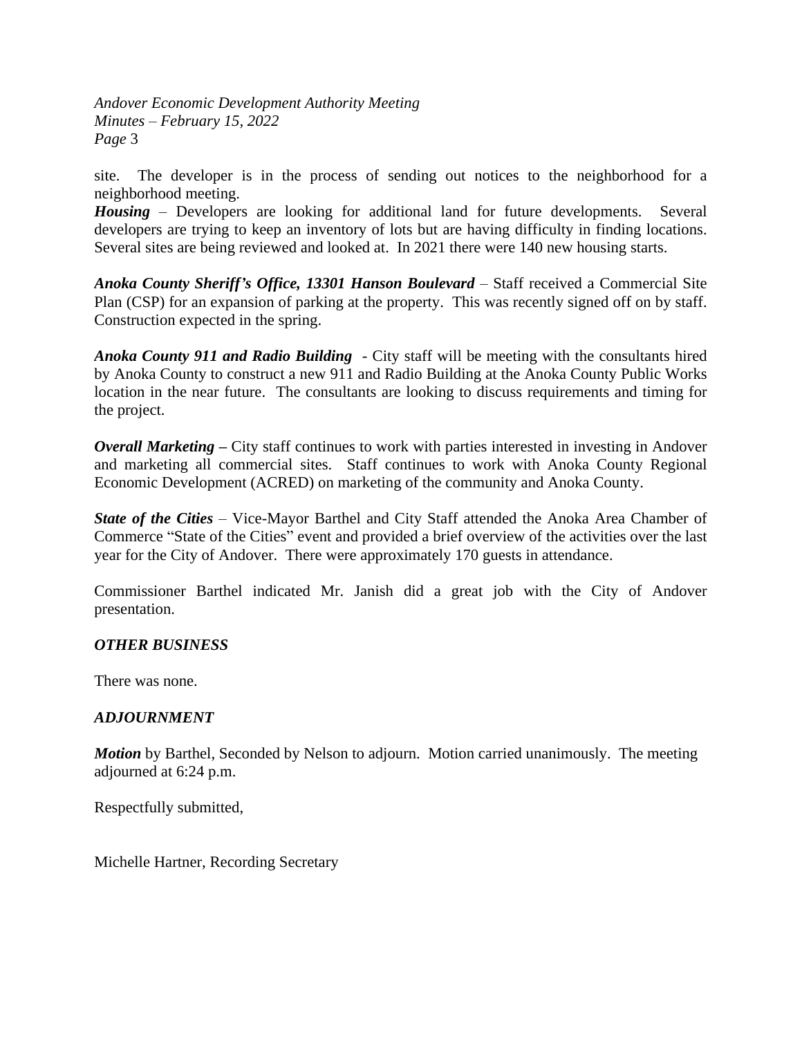site. The developer is in the process of sending out notices to the neighborhood for a neighborhood meeting.

***Housing*** – Developers are looking for additional land for future developments. Several developers are trying to keep an inventory of lots but are having difficulty in finding locations. Several sites are being reviewed and looked at. In 2021 there were 140 new housing starts.

***Anoka County Sheriff's Office, 13301 Hanson Boulevard*** – Staff received a Commercial Site Plan (CSP) for an expansion of parking at the property. This was recently signed off on by staff. Construction expected in the spring.

***Anoka County 911 and Radio Building*** - City staff will be meeting with the consultants hired by Anoka County to construct a new 911 and Radio Building at the Anoka County Public Works location in the near future. The consultants are looking to discuss requirements and timing for the project.

***Overall Marketing –*** City staff continues to work with parties interested in investing in Andover and marketing all commercial sites. Staff continues to work with Anoka County Regional Economic Development (ACRED) on marketing of the community and Anoka County.

***State of the Cities*** – Vice-Mayor Barthel and City Staff attended the Anoka Area Chamber of Commerce "State of the Cities" event and provided a brief overview of the activities over the last year for the City of Andover. There were approximately 170 guests in attendance.

Commissioner Barthel indicated Mr. Janish did a great job with the City of Andover presentation.

## *OTHER BUSINESS*

There was none.

## *ADJOURNMENT*

***Motion*** by Barthel, Seconded by Nelson to adjourn. Motion carried unanimously. The meeting adjourned at 6:24 p.m.

Respectfully submitted,

Michelle Hartner, Recording Secretary